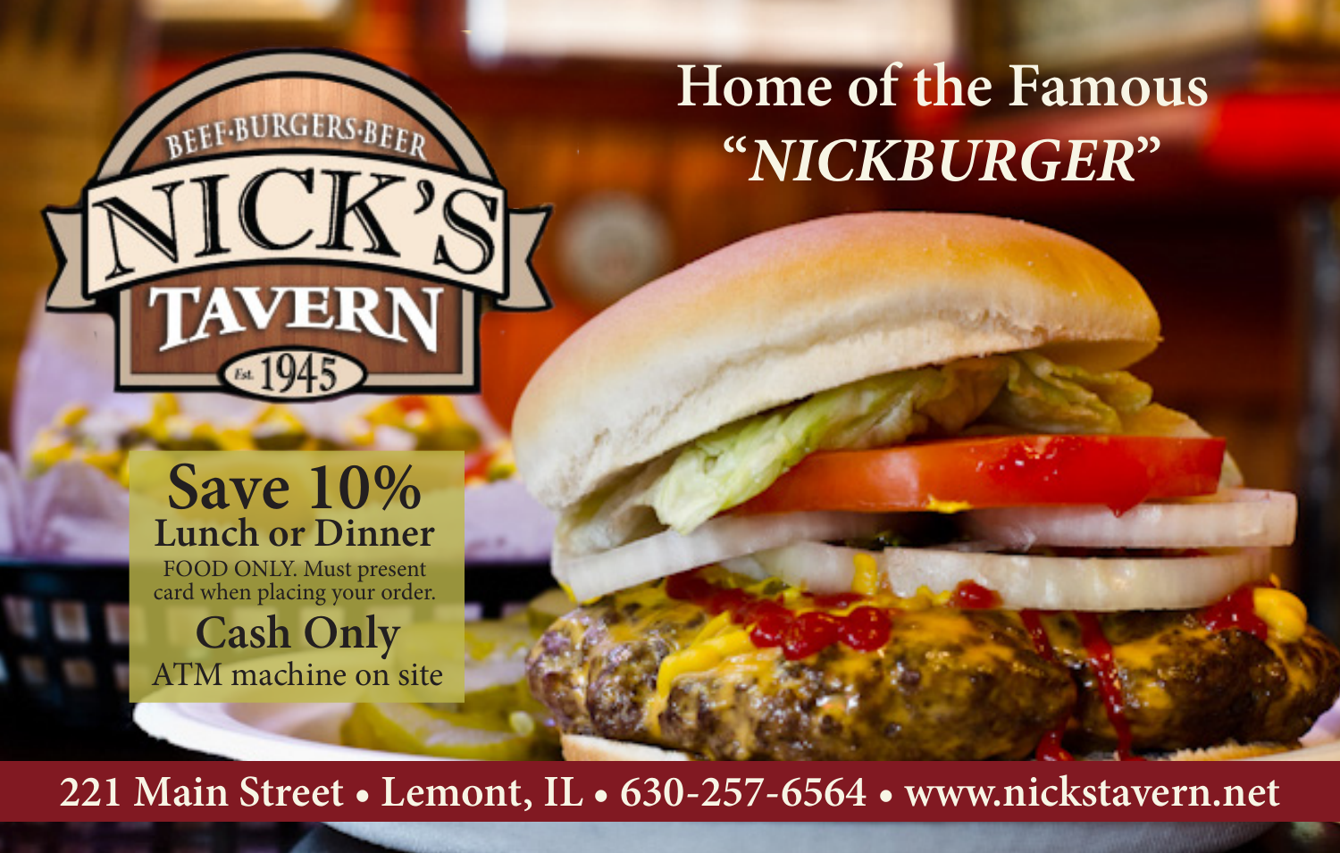BEEF·BURGERS·BEER

# NICK'S TAVERN

Est. 1945

## Home of the Famous "*NICKBURGER*"

**Save 10%**
**Lunch or Dinner**
FOOD ONLY. Must present card when placing your order.

**Cash Only**
ATM machine on site

221 Main Street • Lemont, IL • 630-257-6564 • www.nickstavern.net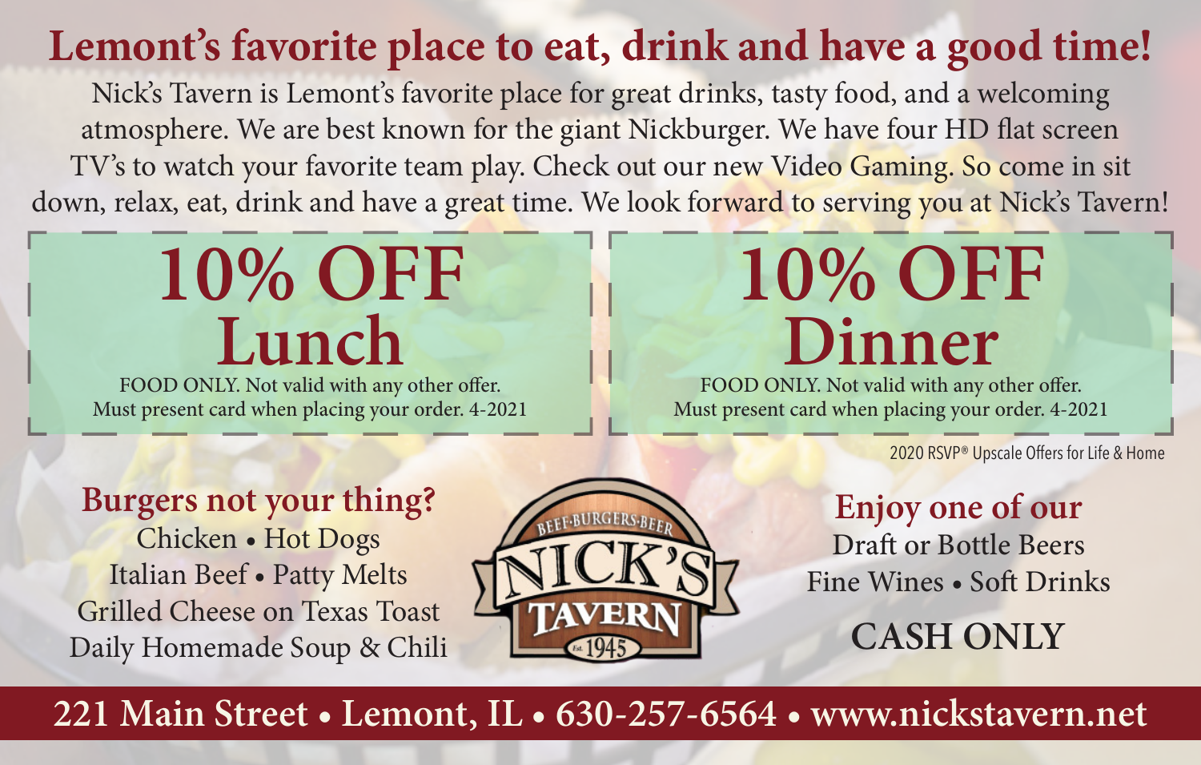# Lemont's favorite place to eat, drink and have a good time!

Nick's Tavern is Lemont's favorite place for great drinks, tasty food, and a welcoming atmosphere. We are best known for the giant Nickburger. We have four HD flat screen TV's to watch your favorite team play. Check out our new Video Gaming. So come in sit down, relax, eat, drink and have a great time. We look forward to serving you at Nick's Tavern!

## 10% OFF Lunch

FOOD ONLY. Not valid with any other offer.
Must present card when placing your order. 4-2021

## 10% OFF Dinner

FOOD ONLY. Not valid with any other offer.
Must present card when placing your order. 4-2021

2020 RSVP® Upscale Offers for Life & Home

### Burgers not your thing?

Chicken • Hot Dogs
Italian Beef • Patty Melts
Grilled Cheese on Texas Toast
Daily Homemade Soup & Chili

BEEF·BURGERS·BEER
NICK'S TAVERN
Est. 1945

### Enjoy one of our

Draft or Bottle Beers
Fine Wines • Soft Drinks

**CASH ONLY**

**221 Main Street • Lemont, IL • 630-257-6564 • www.nickstavern.net**